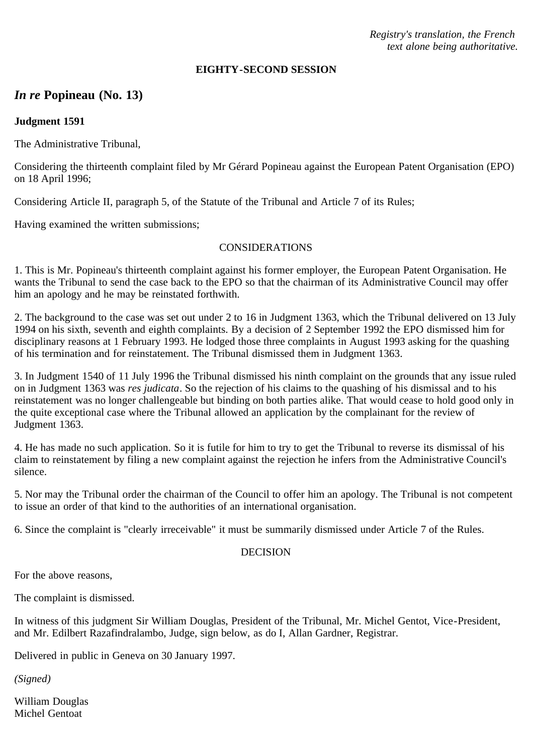*Registry's translation, the French text alone being authoritative.*

**EIGHTY-SECOND SESSION**

## *In re* Popineau (No. 13)

**Judgment 1591**

The Administrative Tribunal,

Considering the thirteenth complaint filed by Mr Gérard Popineau against the European Patent Organisation (EPO) on 18 April 1996;

Considering Article II, paragraph 5, of the Statute of the Tribunal and Article 7 of its Rules;

Having examined the written submissions;

CONSIDERATIONS

1. This is Mr. Popineau's thirteenth complaint against his former employer, the European Patent Organisation. He wants the Tribunal to send the case back to the EPO so that the chairman of its Administrative Council may offer him an apology and he may be reinstated forthwith.

2. The background to the case was set out under 2 to 16 in Judgment 1363, which the Tribunal delivered on 13 July 1994 on his sixth, seventh and eighth complaints. By a decision of 2 September 1992 the EPO dismissed him for disciplinary reasons at 1 February 1993. He lodged those three complaints in August 1993 asking for the quashing of his termination and for reinstatement. The Tribunal dismissed them in Judgment 1363.

3. In Judgment 1540 of 11 July 1996 the Tribunal dismissed his ninth complaint on the grounds that any issue ruled on in Judgment 1363 was *res judicata*. So the rejection of his claims to the quashing of his dismissal and to his reinstatement was no longer challengeable but binding on both parties alike. That would cease to hold good only in the quite exceptional case where the Tribunal allowed an application by the complainant for the review of Judgment 1363.

4. He has made no such application. So it is futile for him to try to get the Tribunal to reverse its dismissal of his claim to reinstatement by filing a new complaint against the rejection he infers from the Administrative Council's silence.

5. Nor may the Tribunal order the chairman of the Council to offer him an apology. The Tribunal is not competent to issue an order of that kind to the authorities of an international organisation.

6. Since the complaint is "clearly irreceivable" it must be summarily dismissed under Article 7 of the Rules.

DECISION

For the above reasons,

The complaint is dismissed.

In witness of this judgment Sir William Douglas, President of the Tribunal, Mr. Michel Gentot, Vice-President, and Mr. Edilbert Razafindralambo, Judge, sign below, as do I, Allan Gardner, Registrar.

Delivered in public in Geneva on 30 January 1997.

*(Signed)*

William Douglas
Michel Gentoat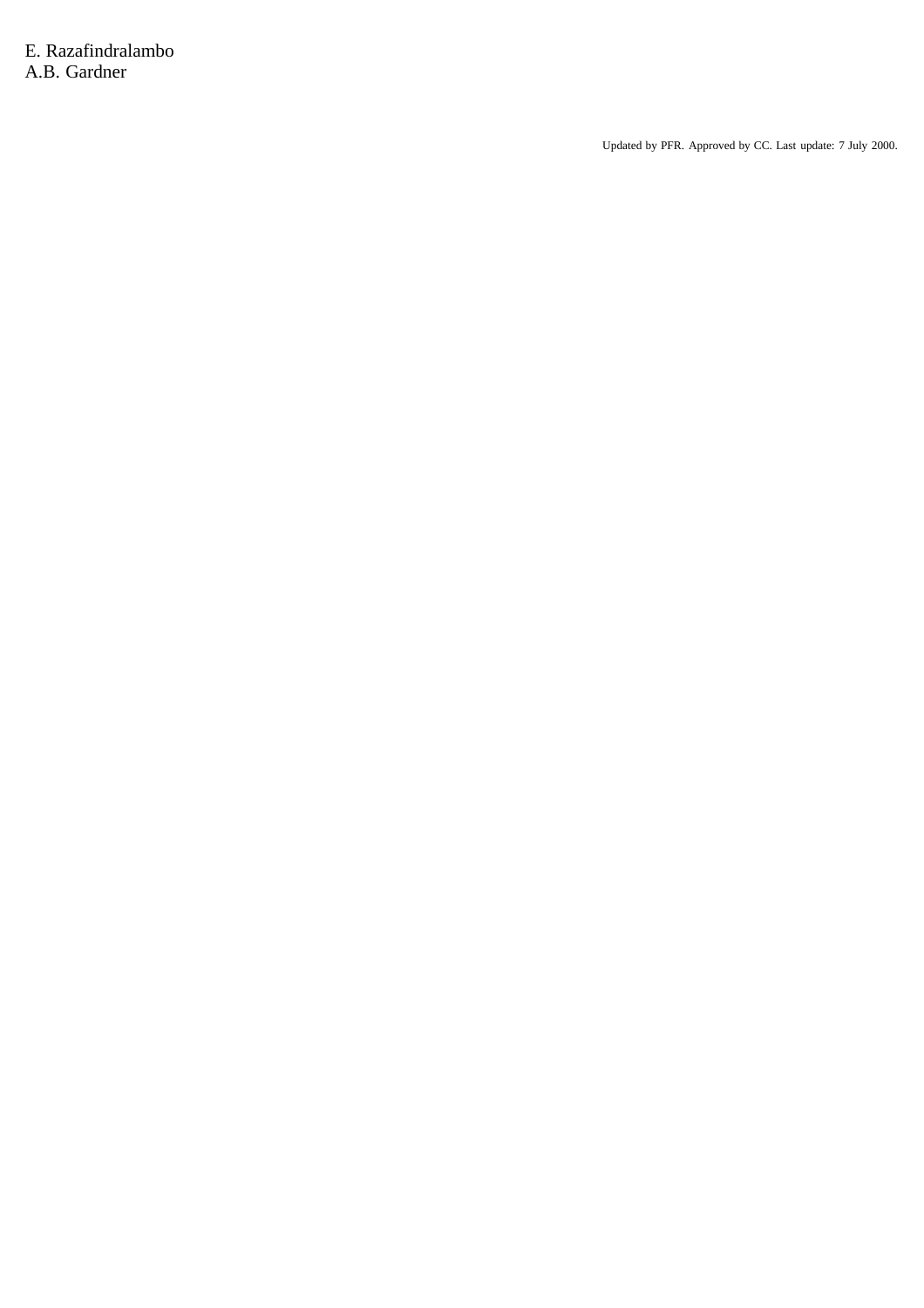E. Razafindralambo
A.B. Gardner

Updated by PFR. Approved by CC. Last update: 7 July 2000.